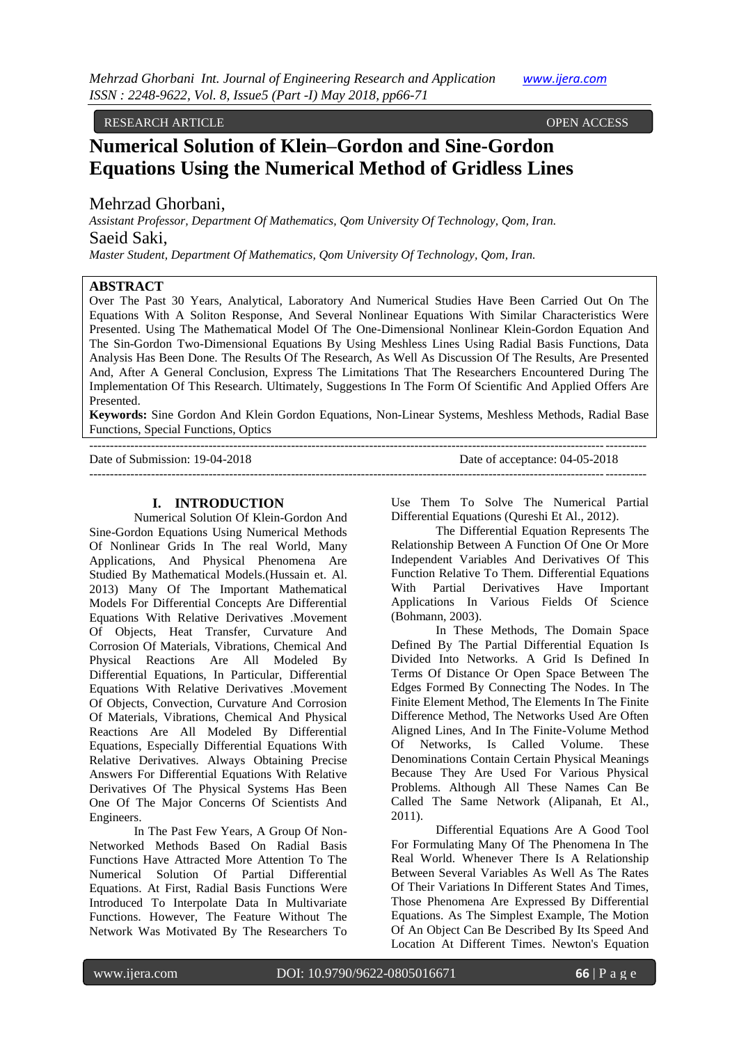RESEARCH ARTICLE OPEN ACCESS

# Numerical Solution of Klein–Gordon and Sine-Gordon Equations Using the Numerical Method of Gridless Lines

Mehrzad Ghorbani,

*Assistant Professor, Department Of Mathematics, Qom University Of Technology, Qom, Iran.*

Saeid Saki,

*Master Student, Department Of Mathematics, Qom University Of Technology, Qom, Iran.*

## ABSTRACT

Over The Past 30 Years, Analytical, Laboratory And Numerical Studies Have Been Carried Out On The Equations With A Soliton Response, And Several Nonlinear Equations With Similar Characteristics Were Presented. Using The Mathematical Model Of The One-Dimensional Nonlinear Klein-Gordon Equation And The Sin-Gordon Two-Dimensional Equations By Using Meshless Lines Using Radial Basis Functions, Data Analysis Has Been Done. The Results Of The Research, As Well As Discussion Of The Results, Are Presented And, After A General Conclusion, Express The Limitations That The Researchers Encountered During The Implementation Of This Research. Ultimately, Suggestions In The Form Of Scientific And Applied Offers Are Presented.

**Keywords:** Sine Gordon And Klein Gordon Equations, Non-Linear Systems, Meshless Methods, Radial Base Functions, Special Functions, Optics

---

Date of Submission: 19-04-2018 Date of acceptance: 04-05-2018

---

## I. INTRODUCTION

Numerical Solution Of Klein-Gordon And Sine-Gordon Equations Using Numerical Methods Of Nonlinear Grids In The real World, Many Applications, And Physical Phenomena Are Studied By Mathematical Models.(Hussain et. Al. 2013) Many Of The Important Mathematical Models For Differential Concepts Are Differential Equations With Relative Derivatives .Movement Of Objects, Heat Transfer, Curvature And Corrosion Of Materials, Vibrations, Chemical And Physical Reactions Are All Modeled By Differential Equations, In Particular, Differential Equations With Relative Derivatives .Movement Of Objects, Convection, Curvature And Corrosion Of Materials, Vibrations, Chemical And Physical Reactions Are All Modeled By Differential Equations, Especially Differential Equations With Relative Derivatives. Always Obtaining Precise Answers For Differential Equations With Relative Derivatives Of The Physical Systems Has Been One Of The Major Concerns Of Scientists And Engineers.

In The Past Few Years, A Group Of Non-Networked Methods Based On Radial Basis Functions Have Attracted More Attention To The Numerical Solution Of Partial Differential Equations. At First, Radial Basis Functions Were Introduced To Interpolate Data In Multivariate Functions. However, The Feature Without The Network Was Motivated By The Researchers To Use Them To Solve The Numerical Partial Differential Equations (Qureshi Et Al., 2012).

The Differential Equation Represents The Relationship Between A Function Of One Or More Independent Variables And Derivatives Of This Function Relative To Them. Differential Equations With Partial Derivatives Have Important Applications In Various Fields Of Science (Bohmann, 2003).

In These Methods, The Domain Space Defined By The Partial Differential Equation Is Divided Into Networks. A Grid Is Defined In Terms Of Distance Or Open Space Between The Edges Formed By Connecting The Nodes. In The Finite Element Method, The Elements In The Finite Difference Method, The Networks Used Are Often Aligned Lines, And In The Finite-Volume Method Of Networks, Is Called Volume. These Denominations Contain Certain Physical Meanings Because They Are Used For Various Physical Problems. Although All These Names Can Be Called The Same Network (Alipanah, Et Al., 2011).

Differential Equations Are A Good Tool For Formulating Many Of The Phenomena In The Real World. Whenever There Is A Relationship Between Several Variables As Well As The Rates Of Their Variations In Different States And Times, Those Phenomena Are Expressed By Differential Equations. As The Simplest Example, The Motion Of An Object Can Be Described By Its Speed And Location At Different Times. Newton's Equation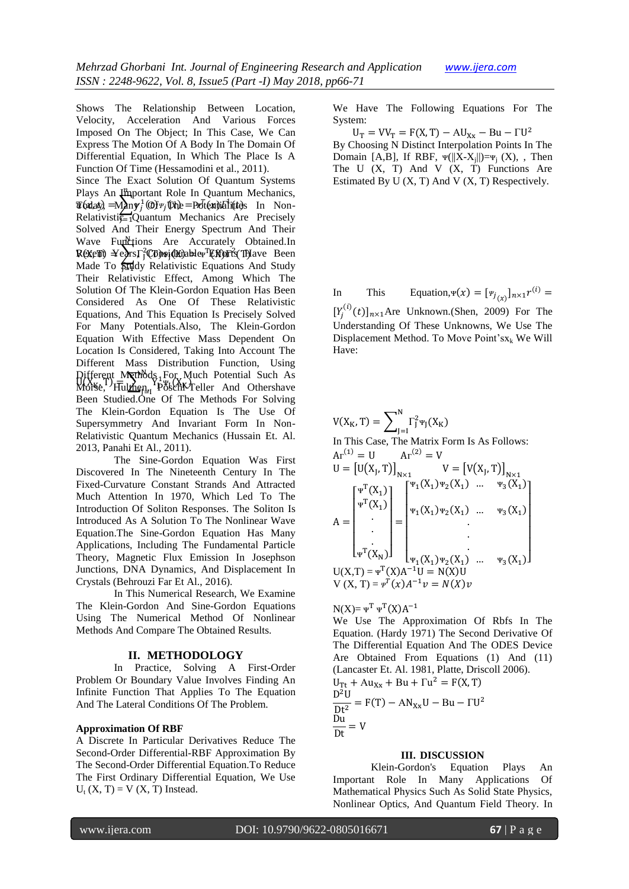Shows The Relationship Between Location, Velocity, Acceleration And Various Forces Imposed On The Object; In This Case, We Can Express The Motion Of A Body In The Domain Of Differential Equation, In Which The Place Is A Function Of Time (Hessamodini et al., 2011).

Since The Exact Solution Of Quantum Systems Plays An Important Role In Quantum Mechanics, Today, Many Of The Potentials In Non-Relativistic Quantum Mechanics Are Precisely Solved And Their Energy Spectrum And Their Wave Functions Are Accurately Obtained.In Recent Years, Considerable Efforts Have Been Made To Study Relativistic Equations And Study Their Relativistic Effect, Among Which The Solution Of The Klein-Gordon Equation Has Been Considered As One Of These Relativistic Equations, And This Equation Is Precisely Solved For Many Potentials.Also, The Klein-Gordon Equation With Effective Mass Dependent On Location Is Considered, Taking Into Account The Different Mass Distribution Function, Using Different Methods For Much Potential Such As Morse, Hulthen, Poschl-Teller And Othershave Been Studied.One Of The Methods For Solving The Klein-Gordon Equation Is The Use Of Supersymmetry And Invariant Form In Non-Relativistic Quantum Mechanics (Hussain Et. Al. 2013, Panahi Et Al., 2011).

$$u(x,t) = \sum_{j=1}^{n} \gamma_j^{1}(t)\,\psi_j(x) = \psi^T(x)\,\Gamma^1(t)$$

$$V(X,T) = \sum_{j=1}^{N} \Gamma_j^2(T)\,\psi_j(X) = \psi^T(X)\,\Gamma^2(T)$$

$$U(X_K,T) = \sum_{j=1}^{N} Y_j^1 \psi_j(X_K)$$

The Sine-Gordon Equation Was First Discovered In The Nineteenth Century In The Fixed-Curvature Constant Strands And Attracted Much Attention In 1970, Which Led To The Introduction Of Soliton Responses. The Soliton Is Introduced As A Solution To The Nonlinear Wave Equation.The Sine-Gordon Equation Has Many Applications, Including The Fundamental Particle Theory, Magnetic Flux Emission In Josephson Junctions, DNA Dynamics, And Displacement In Crystals (Behrouzi Far Et Al., 2016).

In This Numerical Research, We Examine The Klein-Gordon And Sine-Gordon Equations Using The Numerical Method Of Nonlinear Methods And Compare The Obtained Results.

## II. METHODOLOGY

In Practice, Solving A First-Order Problem Or Boundary Value Involves Finding An Infinite Function That Applies To The Equation And The Lateral Conditions Of The Problem.

**Approximation Of RBF**

A Discrete In Particular Derivatives Reduce The Second-Order Differential-RBF Approximation By The Second-Order Differential Equation.To Reduce The First Ordinary Differential Equation, We Use $U_t(X,T) = V(X,T)$ Instead.

We Have The Following Equations For The System:

$$U_T = VV_T = F(X,T) - AU_{Xx} - Bu - \Gamma U^2$$

By Choosing N Distinct Interpolation Points In The Domain [A,B], If RBF, $\psi(\|X-X_j\|)=\psi_j(X)$, , Then The U (X, T) And V (X, T) Functions Are Estimated By U (X, T) And V (X, T) Respectively.

In This Equation,$\psi(x) = [\psi_{j_{(x)}}]_{n\times 1} r^{(i)} = [Y_j^{(i)}(t)]_{n\times 1}$Are Unknown.(Shen, 2009) For The Understanding Of These Unknowns, We Use The Displacement Method. To Move Point's$x_k$ We Will Have:

$$V(X_K,T) = \sum_{J=I}^{N} \Gamma_J^2 \psi_J(X_K)$$

In This Case, The Matrix Form Is As Follows:

$$Ar^{(1)} = U \qquad Ar^{(2)} = V$$

$$U = [U(X_J,T)]_{N\times 1} \qquad V = [V(X_J,T)]_{N\times 1}$$

$$A = \begin{bmatrix} \psi^T(X_1) \\ \psi^T(X_1) \\ \vdots \\ \psi^T(X_N) \end{bmatrix} = \begin{bmatrix} \psi_1(X_1)\psi_2(X_1) & \dots & \psi_3(X_1) \\ \psi_1(X_1)\psi_2(X_1) & \dots & \psi_3(X_1) \\ & \vdots & \\ \psi_1(X_1)\psi_2(X_1) & \dots & \psi_3(X_1) \end{bmatrix}$$

$$U(X,T) = \psi^T(X)A^{-1}U = N(X)U$$

$$V(X,T) = \psi^T(x)A^{-1}v = N(X)v$$

$$N(X) = \psi^T\,\psi^T(X)A^{-1}$$

We Use The Approximation Of Rbfs In The Equation. (Hardy 1971) The Second Derivative Of The Differential Equation And The ODES Device Are Obtained From Equations (1) And (11) (Lancaster Et. Al. 1981, Platte, Driscoll 2006).

$$U_{Tt} + Au_{Xx} + Bu + \Gamma u^2 = F(X,T)$$

$$\frac{D^2U}{Dt^2} = F(T) - AN_{Xx}U - Bu - \Gamma U^2$$

$$\frac{Du}{Dt} = V$$

## III. DISCUSSION

Klein-Gordon's Equation Plays An Important Role In Many Applications Of Mathematical Physics Such As Solid State Physics, Nonlinear Optics, And Quantum Field Theory. In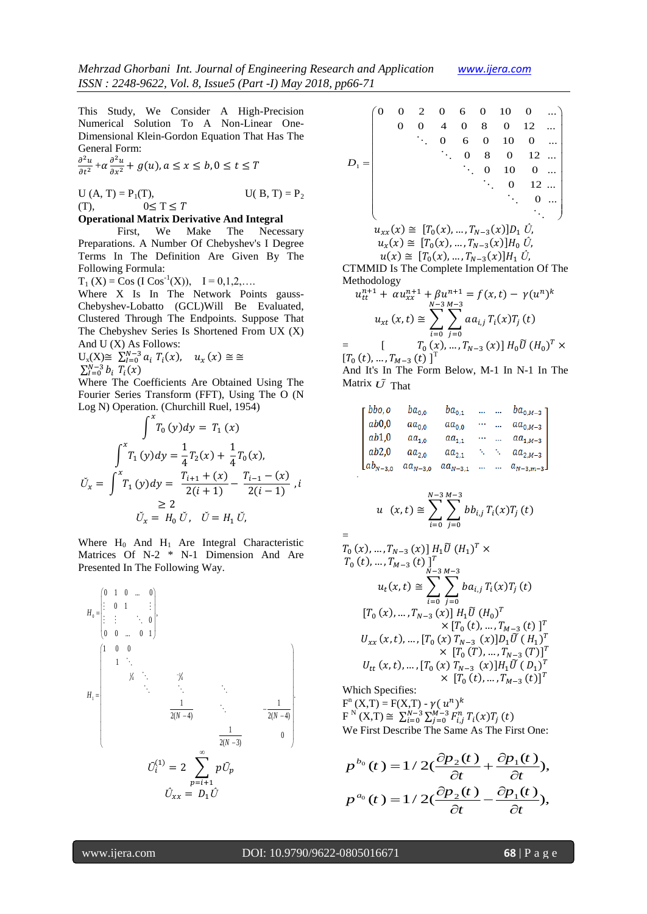This Study, We Consider A High-Precision Numerical Solution To A Non-Linear One-Dimensional Klein-Gordon Equation That Has The General Form:

$$\frac{\partial^2 u}{\partial t^2} + \alpha \frac{\partial^2 u}{\partial x^2} + g(u), a \le x \le b, 0 \le t \le T$$

U (A, T) = $P_1$(T), U( B, T) = $P_2$ (T), $0 \le T \le T$

**Operational Matrix Derivative And Integral**

First, We Make The Necessary Preparations. A Number Of Chebyshev's I Degree Terms In The Definition Are Given By The Following Formula:

$T_1(X) = \cos(I \cos^{-1}(X))$, I = 0,1,2,….

Where X Is In The Network Points gauss-Chebyshev-Lobatto (GCL)Will Be Evaluated, Clustered Through The Endpoints. Suppose That The Chebyshev Series Is Shortened From UX (X) And U (X) As Follows:

$U_x(X) \cong \sum_{l=0}^{N-3} a_i\, T_i(x)$, $u_x(x) \cong \cong \sum_{l=0}^{N-3} b_i\, T_i(x)$

Where The Coefficients Are Obtained Using The Fourier Series Transform (FFT), Using The O (N Log N) Operation. (Churchill Ruel, 1954)

$$\int^x T_0(y)dy = T_1(x)$$

$$\int^x T_1(y)dy = \frac{1}{4}T_2(x) + \frac{1}{4}T_0(x),$$

$$\check{U}_x = \int^x T_1(y)dy = \frac{T_{i+1} + (x)}{2(i+1)} - \frac{T_{i-1} - (x)}{2(i-1)}, i \ge 2$$

$$\check{U}_x = H_0\, \check{U}, \quad \check{U} = H_1\, \check{U},$$

Where $H_0$ And $H_1$ Are Integral Characteristic Matrices Of N-2 * N-1 Dimension And Are Presented In The Following Way.

$$H_0 = \begin{pmatrix} 0 & 1 & 0 & \dots & 0 \\ \vdots & 0 & 1 & & \vdots \\ \vdots & \vdots & & \ddots & 0 \\ 0 & 0 & \dots & 0 & 1 \end{pmatrix},$$

$$H_1 = \begin{pmatrix} 1 & 0 & 0 & & & & \\ & 1 & \ddots & & & & \\ & & ¼ & \ddots & -¼ & & \\ & & & \ddots & \ddots & \ddots & \\ & & & & \frac{1}{2(N-4)} & \ddots & -\frac{1}{2(N-4)} \\ & & & & & \frac{1}{2(N-3)} & 0 \end{pmatrix}.$$

$$\bar{U}_i^{(1)} = 2\sum_{p=i+1}^{\infty} p\bar{U}_p$$

$$\hat{U}_{xx} = D_1 \hat{U}$$

$$D_1 = \begin{pmatrix} 0 & 0 & 2 & 0 & 6 & 0 & 10 & 0 & \dots \\ & 0 & 0 & 4 & 0 & 8 & 0 & 12 & \dots \\ & & \ddots & 0 & 6 & 0 & 10 & 0 & \dots \\ & & & \ddots & 0 & 8 & 0 & 12 & \dots \\ & & & & \ddots & 0 & 10 & 0 & \dots \\ & & & & & \ddots & 0 & 12 & \dots \\ & & & & & & \ddots & 0 & \dots \\ & & & & & & & \ddots & \end{pmatrix}$$

$u_{xx}(x) \cong [T_0(x), \dots, T_{N-3}(x)]D_1\, \acute{U},$

$u_x(x) \cong [T_0(x), \dots, T_{N-3}(x)]H_0\, \acute{U},$

$u(x) \cong [T_0(x), \dots, T_{N-3}(x)]H_1\, \acute{U},$

CTMMID Is The Complete Implementation Of The Methodology

$$u_{tt}^{n+1} + \alpha u_{xx}^{n+1} + \beta u^{n+1} = f(x,t) - \gamma (u^n)^k$$

$$u_{xt}(x,t) \cong \sum_{i=0}^{N-3}\sum_{j=0}^{M-3} aa_{i,j}\, T_i(x) T_j(t)$$

$= [T_0(x), \dots, T_{N-3}(x)]\, H_0 \tilde{U} (H_0)^T \times [T_0(t), \dots, T_{M-3}(t)]^T$

And It's In The Form Below, M-1 In N-1 In The Matrix $\tilde{U}$ That

$$\begin{bmatrix} bb_{0,0} & ba_{0,0} & ba_{0,1} & \dots & \dots & ba_{0,M-3} \\ ab0,0 & aa_{0,0} & aa_{0,0} & \cdots & \dots & aa_{0,M-3} \\ ab1,0 & aa_{1,0} & aa_{1,1} & \cdots & \dots & aa_{1,M-3} \\ ab2,0 & aa_{2,0} & aa_{2,1} & \ddots & \ddots & aa_{2,M-3} \\ ab_{N-3,0} & aa_{N-3,0} & aa_{N-3,1} & \dots & \dots & a_{N-3,m-3} \end{bmatrix}$$

$$u\ (x,t) \cong \sum_{i=0}^{N-3}\sum_{j=0}^{M-3} bb_{i,j}\, T_i(x) T_j(t)$$

$= T_0(x), \dots, T_{N-3}(x)]\, H_1 \tilde{U} (H_1)^T \times T_0(t), \dots, T_{M-3}(t)]^T$

$$u_t(x,t) \cong \sum_{i=0}^{N-3}\sum_{j=0}^{M-3} ba_{i,j}\, T_i(x) T_j(t)$$

$[T_0(x), \dots, T_{N-3}(x)]\, H_1 \tilde{U} (H_0)^T \times [T_0(t), \dots, T_{M-3}(t)]^T$

$U_{xx}(x,t), \dots, [T_0(x)\, T_{N-3}(x)] D_1 \tilde{U} (H_1)^T \times [T_0(T), \dots, T_{M-3}(T)]^T$

$U_{tt}(x,t), \dots, [T_0(x)\, T_{N-3}(x)] H_1 \tilde{U} (D_1)^T \times [T_0(t), \dots, T_{M-3}(t)]^T$

Which Specifies:

$F^n(X,T) = F(X,T) - \gamma (u^n)^k$

$F^N(X,T) \cong \sum_{i=0}^{N-3}\sum_{j=0}^{M-3} F_{i,j}^n\, T_i(x) T_j(t)$

We First Describe The Same As The First One:

$$p^{b_0}(t) = 1/2\left(\frac{\partial p_2(t)}{\partial t} + \frac{\partial p_1(t)}{\partial t}\right),$$

$$p^{a_0}(t) = 1/2\left(\frac{\partial p_2(t)}{\partial t} - \frac{\partial p_1(t)}{\partial t}\right),$$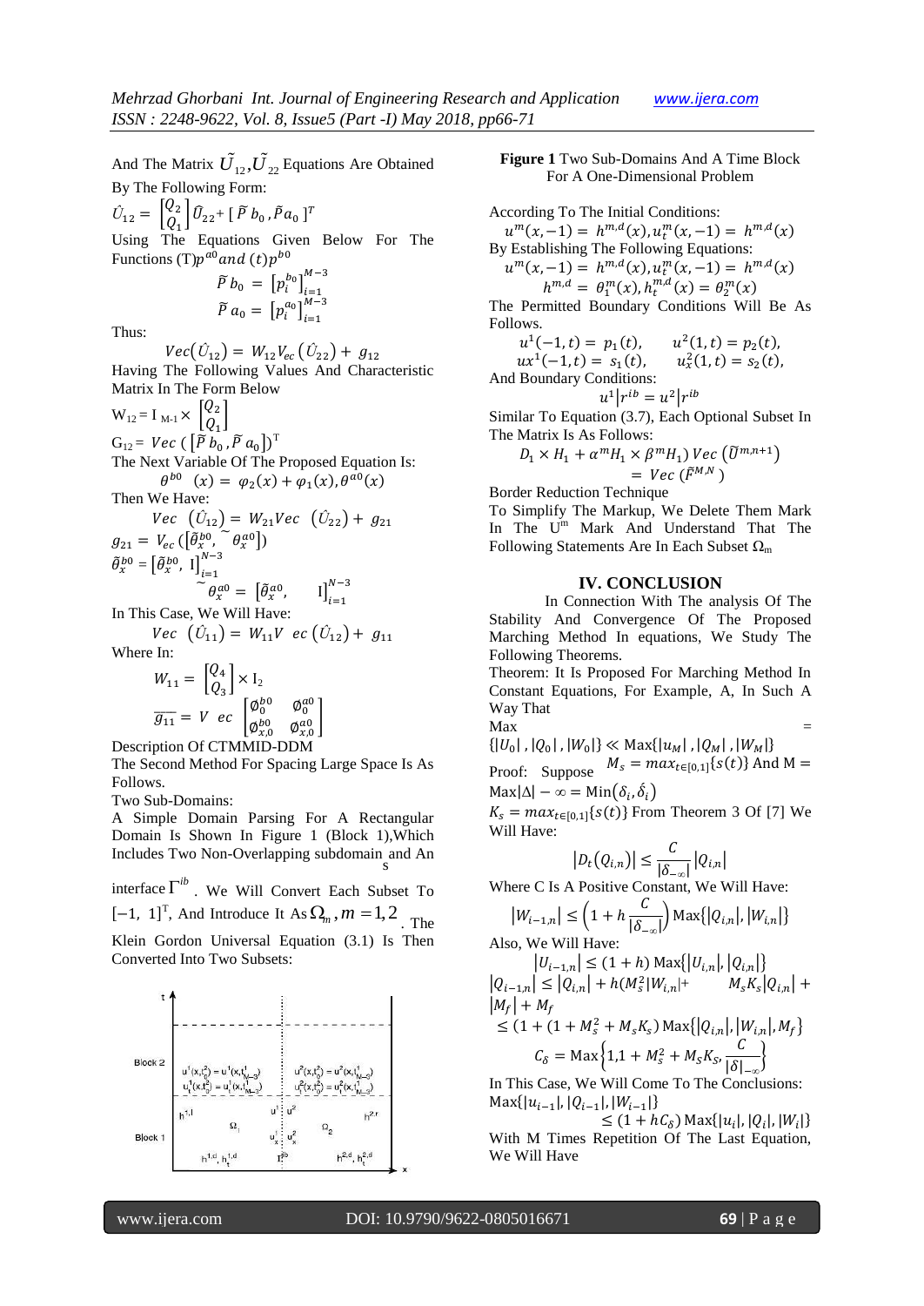And The Matrix $\tilde{U}_{12}, \tilde{U}_{22}$ Equations Are Obtained By The Following Form:

$$\hat{U}_{12} = \begin{bmatrix} Q_2 \\ Q_1 \end{bmatrix} \hat{U}_{22} + [\tilde{P}\, b_0 , \tilde{P} a_0 ]^T$$

Using The Equations Given Below For The Functions $(T)p^{a0}$ *and* $(t)p^{b0}$

$$\tilde{P}\, b_0 = \left[p_i^{b_0}\right]_{i=1}^{M-3}$$

$$\tilde{P}\, a_0 = \left[p_i^{a_0}\right]_{i=1}^{M-3}$$

Thus:

$$Vec(\hat{U}_{12}) = W_{12} V_{ec}\left(\hat{U}_{22}\right) + g_{12}$$

Having The Following Values And Characteristic Matrix In The Form Below

$$\mathrm{W}_{12} = \mathrm{I}_{\,\mathrm{M-1}} \times \begin{bmatrix} Q_2 \\ Q_1 \end{bmatrix}$$

$$\mathrm{G}_{12} = Vec\ (\,[\tilde{P}\, b_0 , \tilde{P}\, a_0])^{\mathrm{T}}$$

The Next Variable Of The Proposed Equation Is:

$$\theta^{b0}\ \ (x) = \varphi_2(x) + \varphi_1(x), \theta^{a0}(x)$$

Then We Have:

$$Vec\ \ (\hat{U}_{12}) = W_{21} Vec\ \ (\hat{U}_{22}) + g_{21}$$

$$g_{21} = V_{ec}\left([\tilde{\theta}_x^{b0}, \tilde{\ }\theta_x^{a0}]\right)$$

$$\tilde{\theta}_x^{b0} = \left[\tilde{\theta}_x^{b0},\ \mathrm{I}\right]_{i=1}^{N-3}$$

$$\tilde{\ }\theta_x^{a0} = \left[\tilde{\theta}_x^{a0},\qquad \mathrm{I}\right]_{i=1}^{N-3}$$

In This Case, We Will Have:

$$Vec\ \ (\hat{U}_{11}) = W_{11} V\ \ ec\left(\hat{U}_{12}\right) + g_{11}$$

Where In:

$$W_{11} = \begin{bmatrix} Q_4 \\ Q_3 \end{bmatrix} \times \mathrm{I}_2$$

$$\overline{g_{11}} = V\ \ ec\ \begin{bmatrix} \emptyset_0^{b0} & \emptyset_0^{a0} \\ \emptyset_{x,0}^{b0} & \emptyset_{x,0}^{a0} \end{bmatrix}$$

Description Of CTMMID-DDM

The Second Method For Spacing Large Space Is As Follows.

Two Sub-Domains:

A Simple Domain Parsing For A Rectangular Domain Is Shown In Figure 1 (Block 1),Which Includes Two Non-Overlapping subdomain s and An interface $\Gamma^{ib}$ . We Will Convert Each Subset To $[-1,\ 1]^{\mathrm{T}}$, And Introduce It As $\Omega_m, m = 1,2$ . The Klein Gordon Universal Equation (3.1) Is Then Converted Into Two Subsets:

**Figure 1** Two Sub-Domains And A Time Block For A One-Dimensional Problem

According To The Initial Conditions:

$$u^m(x,-1) = h^{m,d}(x), u_t^m(x,-1) = h^{m,d}(x)$$

By Establishing The Following Equations:

$$u^m(x,-1) = h^{m,d}(x), u_t^m(x,-1) = h^{m,d}(x)$$

$$h^{m,d} = \theta_1^m(x), h_t^{m,d}(x) = \theta_2^m(x)$$

The Permitted Boundary Conditions Will Be As Follows.

$$u^1(-1,t) = p_1(t), \qquad u^2(1,t) = p_2(t),$$

$$ux^1(-1,t) = s_1(t), \qquad u_x^2(1,t) = s_2(t),$$

And Boundary Conditions:

$$u^1\big|r^{ib} = u^2\big|r^{ib}$$

Similar To Equation (3.7), Each Optional Subset In The Matrix Is As Follows:

$$D_1 \times H_1 + \alpha^m H_1 \times \beta^m H_1)\, Vec\left(\tilde{U}^{m,n+1}\right) = Vec\left(\tilde{F}^{M,N}\right)$$

Border Reduction Technique

To Simplify The Markup, We Delete Them Mark In The $\mathrm{U}^m$ Mark And Understand That The Following Statements Are In Each Subset $\Omega_m$

## IV. CONCLUSION

In Connection With The analysis Of The Stability And Convergence Of The Proposed Marching Method In equations, We Study The Following Theorems.

Theorem: It Is Proposed For Marching Method In Constant Equations, For Example, A, In Such A Way That

$$\mathrm{Max} = \{|U_0|\,, |Q_0|\,, |W_0|\} \ll \mathrm{Max}\{|u_M|\,, |Q_M|\,, |W_M|\}$$

Proof: Suppose $M_s = max_{t \in [0,1]}\{s(t)\}$ And $\mathrm{M} = \mathrm{Max}|\Delta| - \infty = \mathrm{Min}(\delta_i, \acute{\delta}_i)$

$K_s = max_{t \in [0,1]}\{s(t)\}$ From Theorem 3 Of [7] We Will Have:

$$|D_t(Q_{i,n})| \leq \frac{C}{|\delta_{-\infty}|} |Q_{i,n}|$$

Where C Is A Positive Constant, We Will Have:

$$|W_{i-1,n}| \leq \left(1 + h\frac{C}{|\delta_{-\infty}|}\right) \mathrm{Max}\{|Q_{i,n}|, |W_{i,n}|\}$$

Also, We Will Have:

$$|U_{i-1,n}| \leq (1+h)\ \mathrm{Max}\{|U_{i,n}|, |Q_{i,n}|\}$$

$$|Q_{i-1,n}| \leq |Q_{i,n}| + h(M_s^2|W_{i,n}| + \quad M_s K_s |Q_{i,n}| + |M_f| + M_f$$

$$\leq (1 + (1 + M_s^2 + M_s K_s)\ \mathrm{Max}\{|Q_{i,n}|, |W_{i,n}|, M_f\}$$

$$C_\delta = \mathrm{Max}\left\{1{,}1 + M_s^2 + M_s K_s, \frac{C}{|\delta|_{-\infty}}\right\}$$

In This Case, We Will Come To The Conclusions:

$$\mathrm{Max}\{|u_{i-1}|, |Q_{i-1}|, |W_{i-1}|\} \leq (1 + hC_\delta)\ \mathrm{Max}\{|u_i|, |Q_i|, |W_i|\}$$

With M Times Repetition Of The Last Equation, We Will Have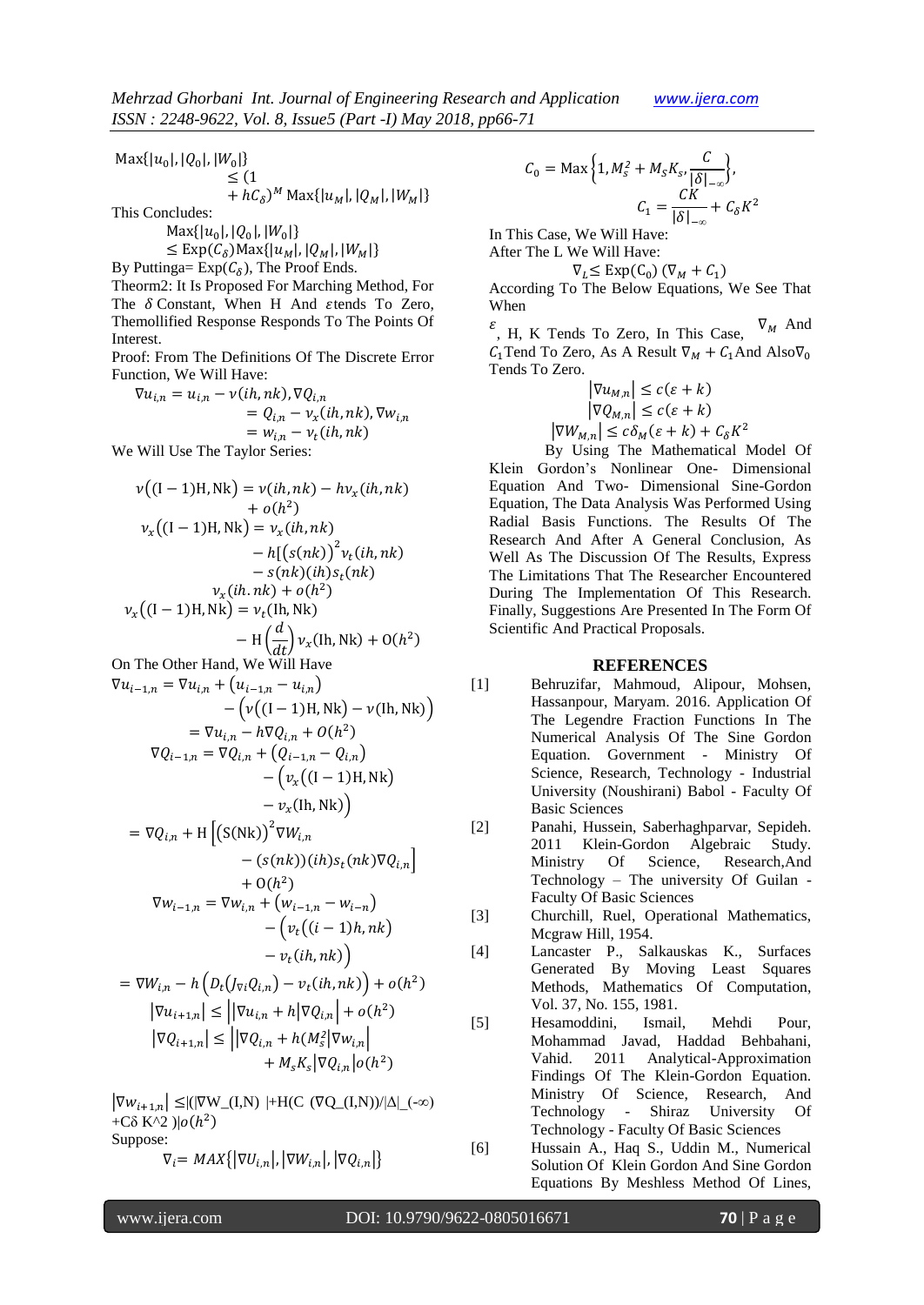$$\text{Max}\{|u_0|, |Q_0|, |W_0|\} \leq (1 + hC_\delta)^M \text{Max}\{|u_M|, |Q_M|, |W_M|\}$$

This Concludes:

$$\text{Max}\{|u_0|, |Q_0|, |W_0|\} \leq \text{Exp}(C_\delta)\text{Max}\{|u_M|, |Q_M|, |W_M|\}$$

By Puttinga= $\text{Exp}(C_\delta)$, The Proof Ends.

Theorm2: It Is Proposed For Marching Method, For The $\delta$ Constant, When H And $\varepsilon$tends To Zero, Themollified Response Responds To The Points Of Interest.

Proof: From The Definitions Of The Discrete Error Function, We Will Have:

$$\nabla u_{i,n} = u_{i,n} - v(ih, nk), \nabla Q_{i,n} = Q_{i,n} - v_x(ih, nk), \nabla w_{i,n} = w_{i,n} - v_t(ih, nk)$$

We Will Use The Taylor Series:

$$v\big((\mathrm{I}-1)\mathrm{H}, \mathrm{Nk}\big) = v(ih, nk) - hv_x(ih, nk) + o(h^2)$$

$$v_x\big((\mathrm{I}-1)\mathrm{H}, \mathrm{Nk}\big) = v_x(ih, nk) - h[(s(nk))^2 v_t(ih, nk) - s(nk)(ih)s_t(nk)$$

$$v_x(ih.nk) + o(h^2)$$

$$v_x\big((\mathrm{I}-1)\mathrm{H}, \mathrm{Nk}\big) = v_t(\mathrm{Ih}, \mathrm{Nk}) - \mathrm{H}\left(\frac{d}{dt}\right)v_x(\mathrm{Ih}, \mathrm{Nk}) + \mathrm{O}(h^2)$$

On The Other Hand, We Will Have

$$\nabla u_{i-1,n} = \nabla u_{i,n} + (u_{i-1,n} - u_{i,n}) - \big(v((\mathrm{I}-1)\mathrm{H}, \mathrm{Nk}) - v(\mathrm{Ih}, \mathrm{Nk})\big) = \nabla u_{i,n} - h\nabla Q_{i,n} + O(h^2)$$

$$\nabla Q_{i-1,n} = \nabla Q_{i,n} + (Q_{i-1,n} - Q_{i,n}) - \big(v_x((\mathrm{I}-1)\mathrm{H}, \mathrm{Nk}) - v_x(\mathrm{Ih}, \mathrm{Nk})\big)$$

$$= \nabla Q_{i,n} + \mathrm{H}\left[(\mathrm{S}(\mathrm{Nk}))^2 \nabla W_{i,n} - (s(nk))(ih)s_t(nk)\nabla Q_{i,n}\right] + \mathrm{O}(h^2)$$

$$\nabla w_{i-1,n} = \nabla w_{i,n} + (w_{i-1,n} - w_{i-n}) - \big(v_t((i-1)h, nk) - v_t(ih, nk)\big)$$

$$= \nabla W_{i,n} - h\left(D_t(J_{\nabla i}Q_{i,n}) - v_t(ih, nk)\right) + o(h^2)$$

$$|\nabla u_{i+1,n}| \leq \big||\nabla u_{i,n} + h|\nabla Q_{i,n}| + o(h^2)$$

$$|\nabla Q_{i+1,n}| \leq \big||\nabla Q_{i,n} + h(M_s^2|\nabla w_{i,n}| + M_s K_s|\nabla Q_{i,n}|o(h^2)$$

$|\nabla w_{i+1,n}| \leq$|(|∇W_(I,N) |+H(C (∇Q_(I,N))/|Δ|_(-∞) +Cδ K^2 )|$o(h^2)$

Suppose:

$$\nabla_i = MAX\{|\nabla U_{i,n}|, |\nabla W_{i,n}|, |\nabla Q_{i,n}|\}$$

$$C_0 = \text{Max}\left\{1, M_s^2 + M_s K_s, \frac{C}{|\delta|_{-\infty}}\right\},$$

$$C_1 = \frac{CK}{|\delta|_{-\infty}} + C_\delta K^2$$

In This Case, We Will Have:

After The L We Will Have:

$$\nabla_L \leq \text{Exp}(\mathrm{C}_0)\,(\nabla_M + C_1)$$

According To The Below Equations, We See That When $\varepsilon$, H, K Tends To Zero, In This Case, $\nabla_M$ And $C_1$Tend To Zero, As A Result $\nabla_M + C_1$And Also$\nabla_0$ Tends To Zero.

$$|\nabla u_{M,n}| \leq c(\varepsilon + k)$$

$$|\nabla Q_{M,n}| \leq c(\varepsilon + k)$$

$$|\nabla W_{M,n}| \leq c\delta_M(\varepsilon + k) + C_\delta K^2$$

By Using The Mathematical Model Of Klein Gordon's Nonlinear One- Dimensional Equation And Two- Dimensional Sine-Gordon Equation, The Data Analysis Was Performed Using Radial Basis Functions. The Results Of The Research And After A General Conclusion, As Well As The Discussion Of The Results, Express The Limitations That The Researcher Encountered During The Implementation Of This Research. Finally, Suggestions Are Presented In The Form Of Scientific And Practical Proposals.

## REFERENCES

[1] Behruzifar, Mahmoud, Alipour, Mohsen, Hassanpour, Maryam. 2016. Application Of The Legendre Fraction Functions In The Numerical Analysis Of The Sine Gordon Equation. Government - Ministry Of Science, Research, Technology - Industrial University (Noushirani) Babol - Faculty Of Basic Sciences

[2] Panahi, Hussein, Saberhaghparvar, Sepideh. 2011 Klein-Gordon Algebraic Study. Ministry Of Science, Research,And Technology – The university Of Guilan - Faculty Of Basic Sciences

[3] Churchill, Ruel, Operational Mathematics, Mcgraw Hill, 1954.

[4] Lancaster P., Salkauskas K., Surfaces Generated By Moving Least Squares Methods, Mathematics Of Computation, Vol. 37, No. 155, 1981.

[5] Hesamoddini, Ismail, Mehdi Pour, Mohammad Javad, Haddad Behbahani, Vahid. 2011 Analytical-Approximation Findings Of The Klein-Gordon Equation. Ministry Of Science, Research, And Technology - Shiraz University Of Technology - Faculty Of Basic Sciences

[6] Hussain A., Haq S., Uddin M., Numerical Solution Of Klein Gordon And Sine Gordon Equations By Meshless Method Of Lines,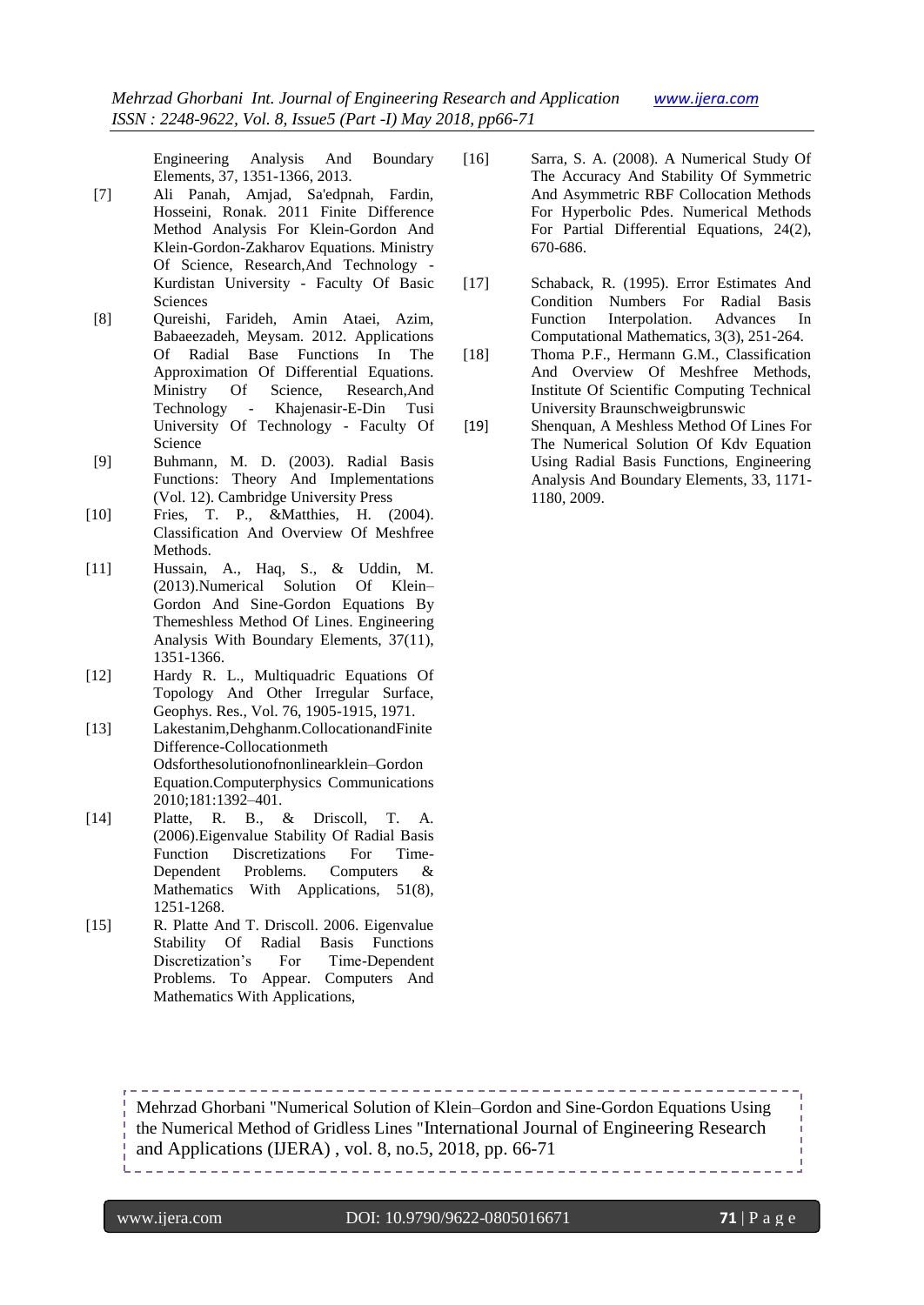Engineering Analysis And Boundary Elements, 37, 1351-1366, 2013.

[7] Ali Panah, Amjad, Sa'edpnah, Fardin, Hosseini, Ronak. 2011 Finite Difference Method Analysis For Klein-Gordon And Klein-Gordon-Zakharov Equations. Ministry Of Science, Research,And Technology - Kurdistan University - Faculty Of Basic Sciences

[8] Qureishi, Farideh, Amin Ataei, Azim, Babaeezadeh, Meysam. 2012. Applications Of Radial Base Functions In The Approximation Of Differential Equations. Ministry Of Science, Research,And Technology - Khajenasir-E-Din Tusi University Of Technology - Faculty Of Science

[9] Buhmann, M. D. (2003). Radial Basis Functions: Theory And Implementations (Vol. 12). Cambridge University Press

[10] Fries, T. P., &Matthies, H. (2004). Classification And Overview Of Meshfree Methods.

[11] Hussain, A., Haq, S., & Uddin, M. (2013).Numerical Solution Of Klein–Gordon And Sine-Gordon Equations By Themeshless Method Of Lines. Engineering Analysis With Boundary Elements, 37(11), 1351-1366.

[12] Hardy R. L., Multiquadric Equations Of Topology And Other Irregular Surface, Geophys. Res., Vol. 76, 1905-1915, 1971.

[13] Lakestanim,Dehghanm.CollocationandFinite Difference-Collocationmeth Odsforthesolutionofnonlinearklein–Gordon Equation.Computerphysics Communications 2010;181:1392–401.

[14] Platte, R. B., & Driscoll, T. A. (2006).Eigenvalue Stability Of Radial Basis Function Discretizations For Time-Dependent Problems. Computers & Mathematics With Applications, 51(8), 1251-1268.

[15] R. Platte And T. Driscoll. 2006. Eigenvalue Stability Of Radial Basis Functions Discretization's For Time-Dependent Problems. To Appear. Computers And Mathematics With Applications,

[16] Sarra, S. A. (2008). A Numerical Study Of The Accuracy And Stability Of Symmetric And Asymmetric RBF Collocation Methods For Hyperbolic Pdes. Numerical Methods For Partial Differential Equations, 24(2), 670-686.

[17] Schaback, R. (1995). Error Estimates And Condition Numbers For Radial Basis Function Interpolation. Advances In Computational Mathematics, 3(3), 251-264.

[18] Thoma P.F., Hermann G.M., Classification And Overview Of Meshfree Methods, Institute Of Scientific Computing Technical University Braunschweigbrunswic

[19] Shenquan, A Meshless Method Of Lines For The Numerical Solution Of Kdv Equation Using Radial Basis Functions, Engineering Analysis And Boundary Elements, 33, 1171-1180, 2009.

Mehrzad Ghorbani "Numerical Solution of Klein–Gordon and Sine-Gordon Equations Using the Numerical Method of Gridless Lines "International Journal of Engineering Research and Applications (IJERA) , vol. 8, no.5, 2018, pp. 66-71